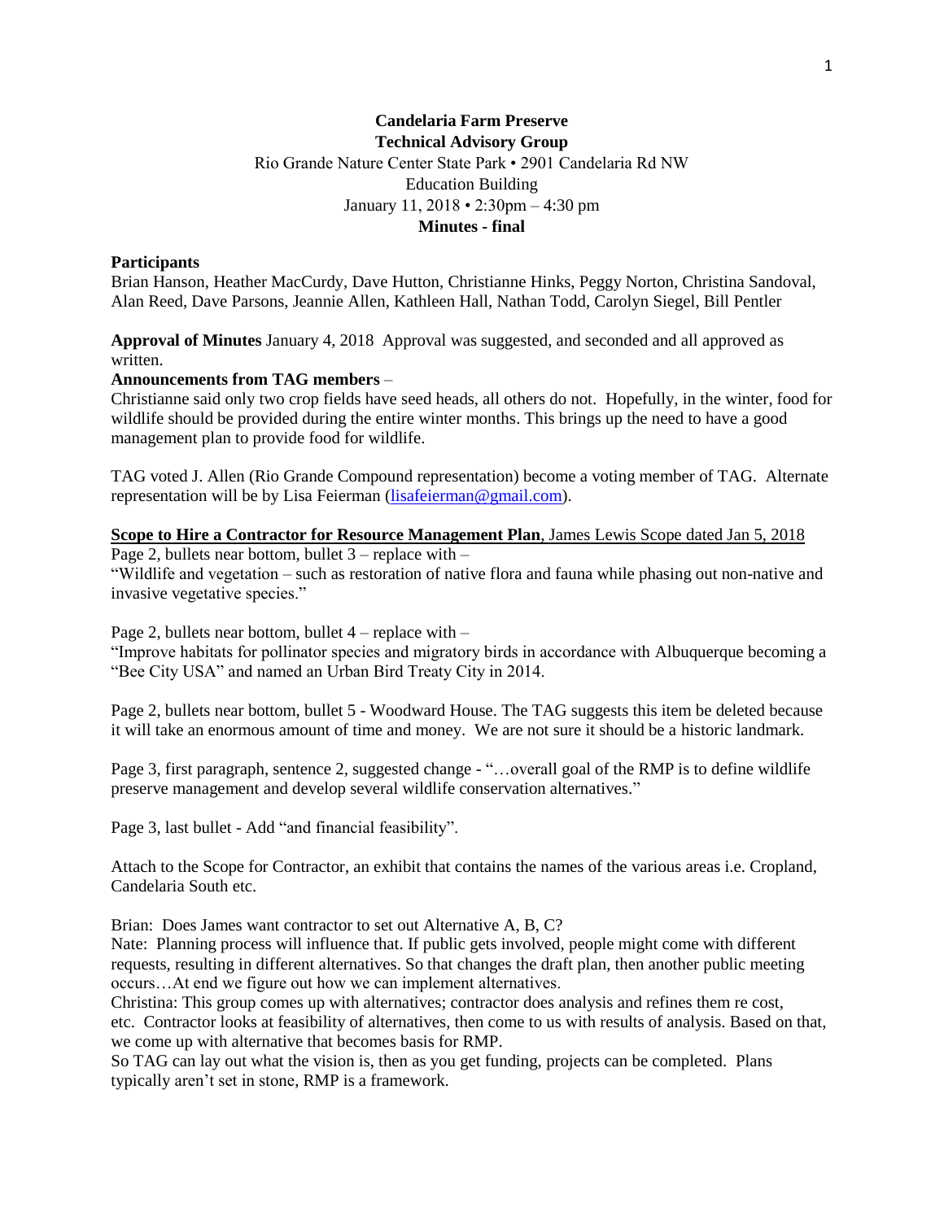**Candelaria Farm Preserve**
**Technical Advisory Group**
Rio Grande Nature Center State Park • 2901 Candelaria Rd NW
Education Building
January 11, 2018 • 2:30pm – 4:30 pm
**Minutes - final**

**Participants**
Brian Hanson, Heather MacCurdy, Dave Hutton, Christianne Hinks, Peggy Norton, Christina Sandoval, Alan Reed, Dave Parsons, Jeannie Allen, Kathleen Hall, Nathan Todd, Carolyn Siegel, Bill Pentler

**Approval of Minutes** January 4, 2018 Approval was suggested, and seconded and all approved as written.

**Announcements from TAG members** –
Christianne said only two crop fields have seed heads, all others do not. Hopefully, in the winter, food for wildlife should be provided during the entire winter months. This brings up the need to have a good management plan to provide food for wildlife.

TAG voted J. Allen (Rio Grande Compound representation) become a voting member of TAG. Alternate representation will be by Lisa Feierman (lisafeierman@gmail.com).

**Scope to Hire a Contractor for Resource Management Plan**, James Lewis Scope dated Jan 5, 2018

Page 2, bullets near bottom, bullet 3 – replace with –
"Wildlife and vegetation – such as restoration of native flora and fauna while phasing out non-native and invasive vegetative species."

Page 2, bullets near bottom, bullet 4 – replace with –
"Improve habitats for pollinator species and migratory birds in accordance with Albuquerque becoming a "Bee City USA" and named an Urban Bird Treaty City in 2014.

Page 2, bullets near bottom, bullet 5 - Woodward House. The TAG suggests this item be deleted because it will take an enormous amount of time and money. We are not sure it should be a historic landmark.

Page 3, first paragraph, sentence 2, suggested change - "…overall goal of the RMP is to define wildlife preserve management and develop several wildlife conservation alternatives."

Page 3, last bullet - Add "and financial feasibility".

Attach to the Scope for Contractor, an exhibit that contains the names of the various areas i.e. Cropland, Candelaria South etc.

Brian: Does James want contractor to set out Alternative A, B, C?
Nate: Planning process will influence that. If public gets involved, people might come with different requests, resulting in different alternatives. So that changes the draft plan, then another public meeting occurs…At end we figure out how we can implement alternatives.
Christina: This group comes up with alternatives; contractor does analysis and refines them re cost, etc. Contractor looks at feasibility of alternatives, then come to us with results of analysis. Based on that, we come up with alternative that becomes basis for RMP.
So TAG can lay out what the vision is, then as you get funding, projects can be completed. Plans typically aren't set in stone, RMP is a framework.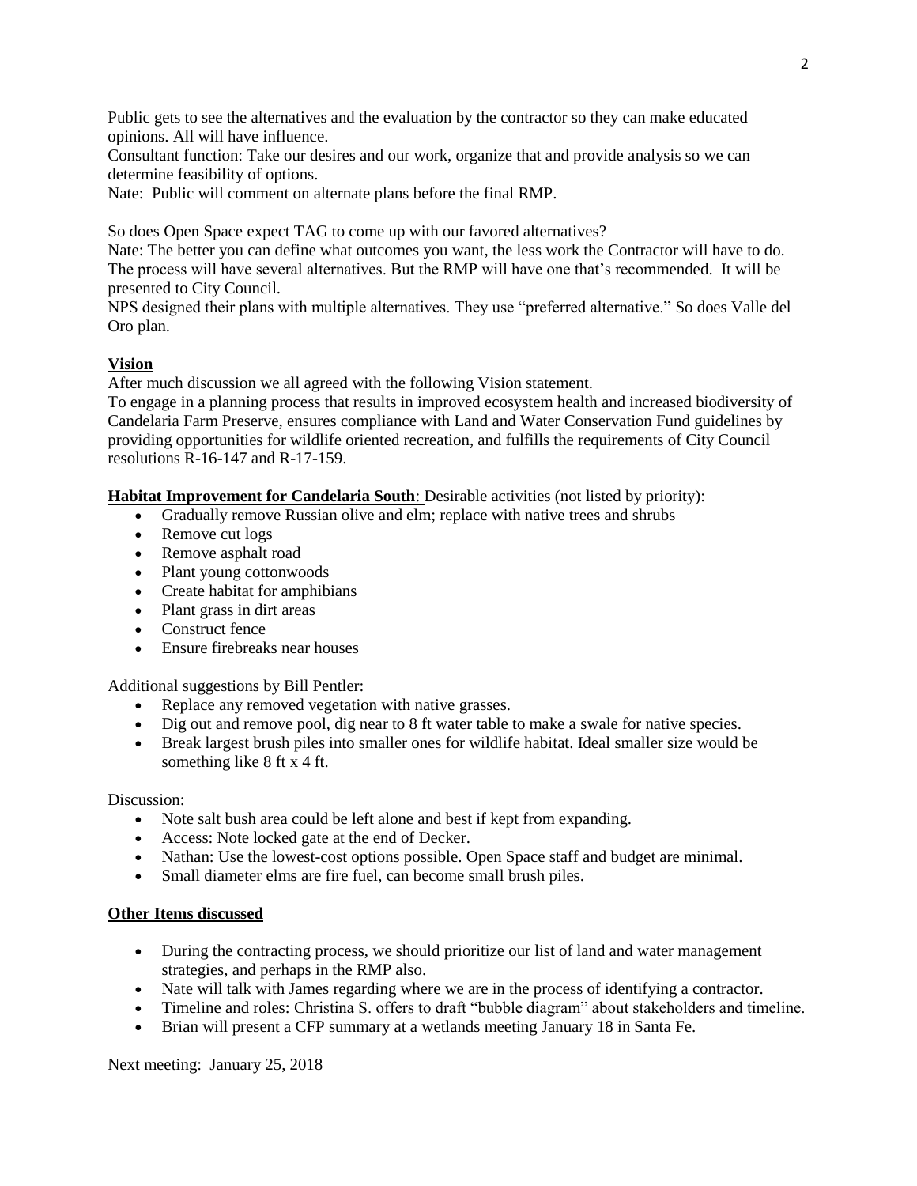Public gets to see the alternatives and the evaluation by the contractor so they can make educated opinions. All will have influence.
Consultant function: Take our desires and our work, organize that and provide analysis so we can determine feasibility of options.
Nate: Public will comment on alternate plans before the final RMP.

So does Open Space expect TAG to come up with our favored alternatives?
Nate: The better you can define what outcomes you want, the less work the Contractor will have to do. The process will have several alternatives. But the RMP will have one that's recommended. It will be presented to City Council.
NPS designed their plans with multiple alternatives. They use "preferred alternative." So does Valle del Oro plan.

**Vision**

After much discussion we all agreed with the following Vision statement.
To engage in a planning process that results in improved ecosystem health and increased biodiversity of Candelaria Farm Preserve, ensures compliance with Land and Water Conservation Fund guidelines by providing opportunities for wildlife oriented recreation, and fulfills the requirements of City Council resolutions R-16-147 and R-17-159.

**Habitat Improvement for Candelaria South**: Desirable activities (not listed by priority):

- Gradually remove Russian olive and elm; replace with native trees and shrubs
- Remove cut logs
- Remove asphalt road
- Plant young cottonwoods
- Create habitat for amphibians
- Plant grass in dirt areas
- Construct fence
- Ensure firebreaks near houses

Additional suggestions by Bill Pentler:

- Replace any removed vegetation with native grasses.
- Dig out and remove pool, dig near to 8 ft water table to make a swale for native species.
- Break largest brush piles into smaller ones for wildlife habitat. Ideal smaller size would be something like 8 ft x 4 ft.

Discussion:

- Note salt bush area could be left alone and best if kept from expanding.
- Access: Note locked gate at the end of Decker.
- Nathan: Use the lowest-cost options possible. Open Space staff and budget are minimal.
- Small diameter elms are fire fuel, can become small brush piles.

**Other Items discussed**

- During the contracting process, we should prioritize our list of land and water management strategies, and perhaps in the RMP also.
- Nate will talk with James regarding where we are in the process of identifying a contractor.
- Timeline and roles: Christina S. offers to draft "bubble diagram" about stakeholders and timeline.
- Brian will present a CFP summary at a wetlands meeting January 18 in Santa Fe.

Next meeting: January 25, 2018